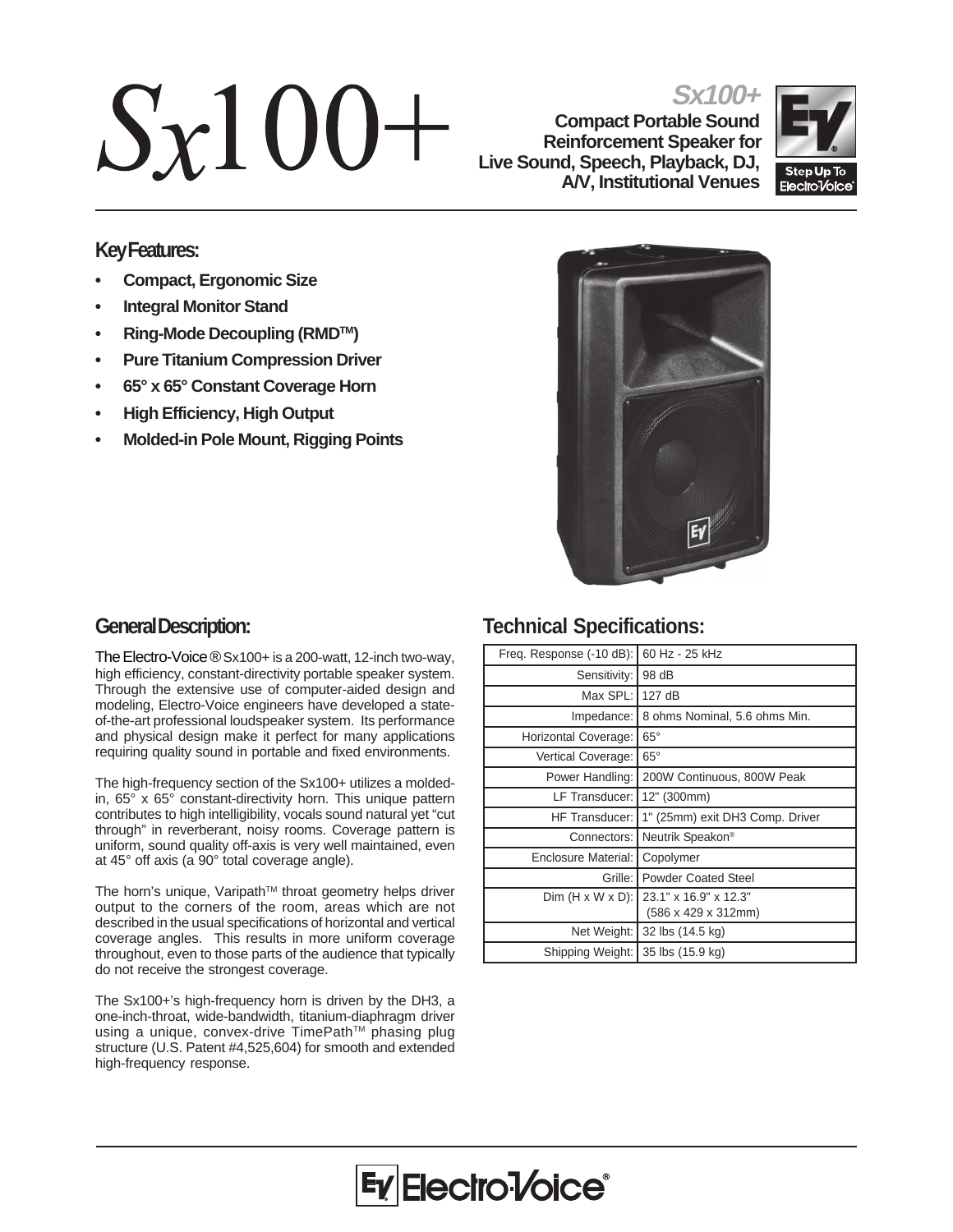# Sx100+

**Sx100+**

**Compact Portable Sound Reinforcement Speaker for Live Sound, Speech, Playback, DJ, A/V, Institutional Venues**

Step Up To Electro-Voice

## Key Features:

- **Compact, Ergonomic Size**
- **Integral Monitor Stand**
- **Ring-Mode Decoupling (RMD™)**
- **Pure Titanium Compression Driver**
- **65° x 65° Constant Coverage Horn**
- **High Efficiency, High Output**
- **Molded-in Pole Mount, Rigging Points**

## General Description:

The Electro-Voice® Sx100+ is a 200-watt, 12-inch two-way, high efficiency, constant-directivity portable speaker system. Through the extensive use of computer-aided design and modeling, Electro-Voice engineers have developed a state-of-the-art professional loudspeaker system. Its performance and physical design make it perfect for many applications requiring quality sound in portable and fixed environments.

The high-frequency section of the Sx100+ utilizes a molded-in, 65° x 65° constant-directivity horn. This unique pattern contributes to high intelligibility, vocals sound natural yet "cut through" in reverberant, noisy rooms. Coverage pattern is uniform, sound quality off-axis is very well maintained, even at 45° off axis (a 90° total coverage angle).

The horn's unique, Varipath™ throat geometry helps driver output to the corners of the room, areas which are not described in the usual specifications of horizontal and vertical coverage angles. This results in more uniform coverage throughout, even to those parts of the audience that typically do not receive the strongest coverage.

The Sx100+'s high-frequency horn is driven by the DH3, a one-inch-throat, wide-bandwidth, titanium-diaphragm driver using a unique, convex-drive TimePath™ phasing plug structure (U.S. Patent #4,525,604) for smooth and extended high-frequency response.

## Technical Specifications:

| | |
|---|---|
| Freq. Response (-10 dB): | 60 Hz - 25 kHz |
| Sensitivity: | 98 dB |
| Max SPL: | 127 dB |
| Impedance: | 8 ohms Nominal, 5.6 ohms Min. |
| Horizontal Coverage: | 65° |
| Vertical Coverage: | 65° |
| Power Handling: | 200W Continuous, 800W Peak |
| LF Transducer: | 12" (300mm) |
| HF Transducer: | 1" (25mm) exit DH3 Comp. Driver |
| Connectors: | Neutrik Speakon® |
| Enclosure Material: | Copolymer |
| Grille: | Powder Coated Steel |
| Dim (H x W x D): | 23.1" x 16.9" x 12.3" (586 x 429 x 312mm) |
| Net Weight: | 32 lbs (14.5 kg) |
| Shipping Weight: | 35 lbs (15.9 kg) |

Electro-Voice®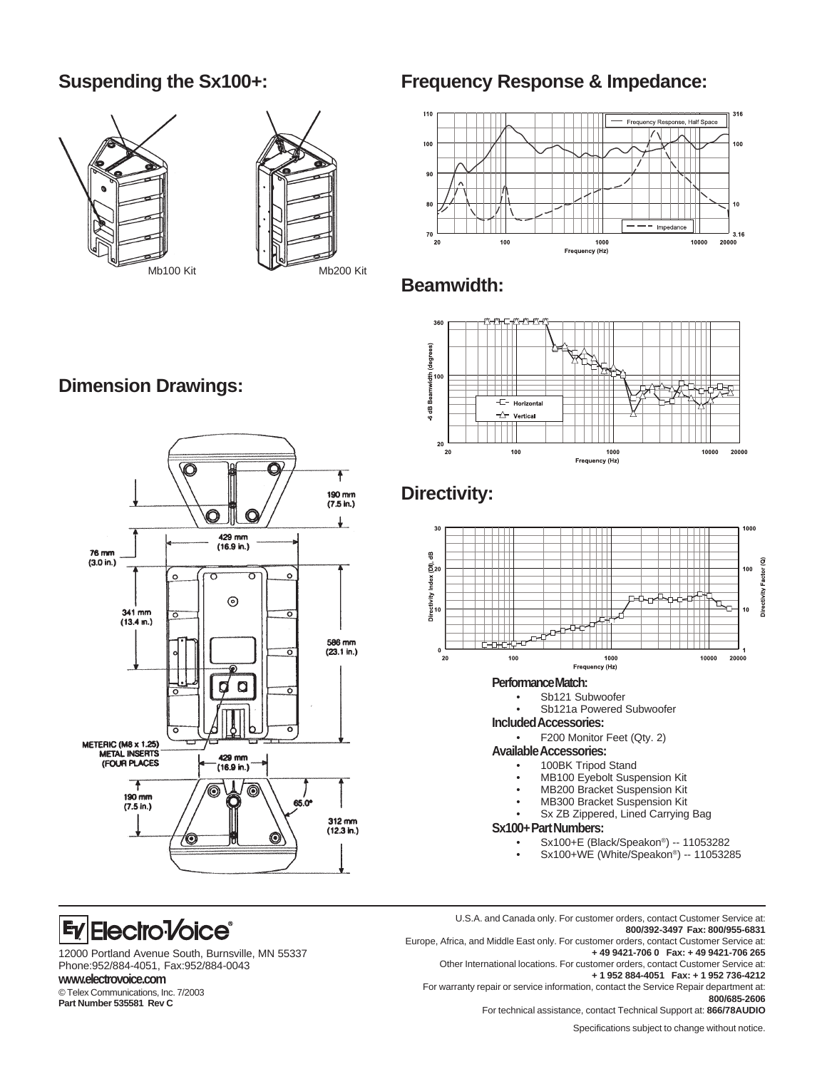## Suspending the Sx100+:

Mb100 Kit

Mb200 Kit

## Dimension Drawings:

190 mm
(7.5 in.)

429 mm
(16.9 in.)

76 mm
(3.0 in.)

341 mm
(13.4 in.)

586 mm
(23.1 in.)

METERIC (M8 x 1.25)
METAL INSERTS
(FOUR PLACES

429 mm
(16.9 in.)

190 mm
(7.5 in.)

65.0°

312 mm
(12.3 in.)

## Frequency Response & Impedance:

110
100
90
80
70
20 100 1000 10000 20000
Frequency (Hz)

316
100
10
3.16

Frequency Response, Half Space

Impedance

## Beamwidth:

360
100
20
-6 dB Beamwidth (degrees)
20 100 1000 10000 20000
Frequency (Hz)

Horizontal

Vertical

## Directivity:

30
20
10
0
Directivity Index (DI), dB
20 100 1000 10000 20000
Frequency (Hz)

1000
100
10
1
Directivity Factor (Q)

**Performance Match:**

- Sb121 Subwoofer
- Sb121a Powered Subwoofer

**Included Accessories:**

- F200 Monitor Feet (Qty. 2)

**Available Accessories:**

- 100BK Tripod Stand
- MB100 Eyebolt Suspension Kit
- MB200 Bracket Suspension Kit
- MB300 Bracket Suspension Kit
- Sx ZB Zippered, Lined Carrying Bag

**Sx100+ Part Numbers:**

- Sx100+E (Black/Speakon®) -- 11053282
- Sx100+WE (White/Speakon®) -- 11053285

---

**Electro-Voice®**

12000 Portland Avenue South, Burnsville, MN 55337
Phone:952/884-4051, Fax:952/884-0043
**www.electrovoice.com**
© Telex Communications, Inc. 7/2003
**Part Number 535581 Rev C**

U.S.A. and Canada only. For customer orders, contact Customer Service at:
**800/392-3497 Fax: 800/955-6831**
Europe, Africa, and Middle East only. For customer orders, contact Customer Service at:
**+ 49 9421-706 0 Fax: + 49 9421-706 265**
Other International locations. For customer orders, contact Customer Service at:
**+ 1 952 884-4051 Fax: + 1 952 736-4212**
For warranty repair or service information, contact the Service Repair department at:
**800/685-2606**
For technical assistance, contact Technical Support at: **866/78AUDIO**

Specifications subject to change without notice.